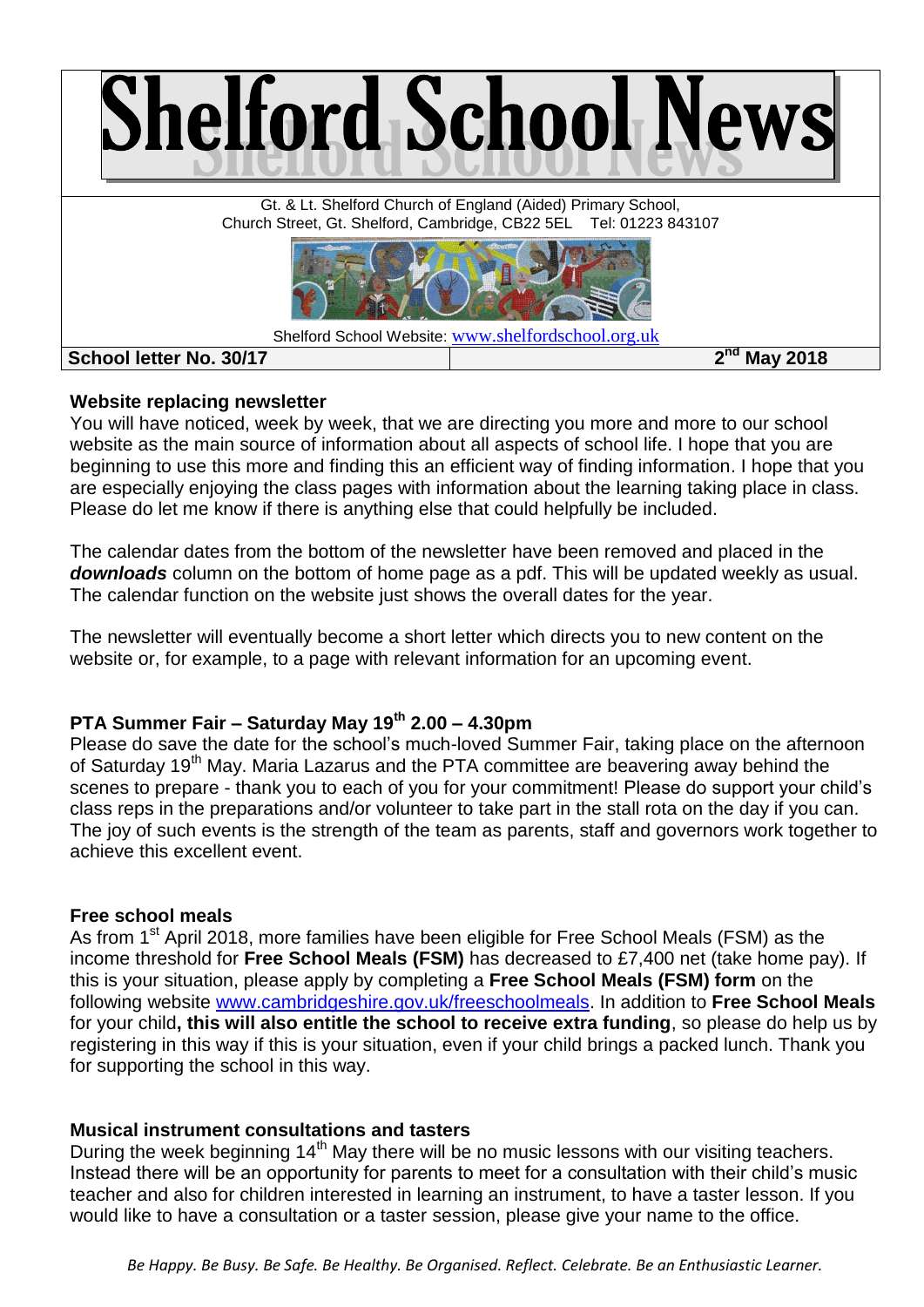# Shelford School News

Gt. & Lt. Shelford Church of England (Aided) Primary School,
Church Street, Gt. Shelford, Cambridge, CB22 5EL Tel: 01223 843107

Shelford School Website: www.shelfordschool.org.uk

| School letter No. 30/17 | 2nd May 2018 |
|---|---|

### Website replacing newsletter

You will have noticed, week by week, that we are directing you more and more to our school website as the main source of information about all aspects of school life. I hope that you are beginning to use this more and finding this an efficient way of finding information. I hope that you are especially enjoying the class pages with information about the learning taking place in class. Please do let me know if there is anything else that could helpfully be included.

The calendar dates from the bottom of the newsletter have been removed and placed in the ***downloads*** column on the bottom of home page as a pdf. This will be updated weekly as usual. The calendar function on the website just shows the overall dates for the year.

The newsletter will eventually become a short letter which directs you to new content on the website or, for example, to a page with relevant information for an upcoming event.

### PTA Summer Fair – Saturday May 19th 2.00 – 4.30pm

Please do save the date for the school's much-loved Summer Fair, taking place on the afternoon of Saturday 19th May. Maria Lazarus and the PTA committee are beavering away behind the scenes to prepare - thank you to each of you for your commitment! Please do support your child's class reps in the preparations and/or volunteer to take part in the stall rota on the day if you can. The joy of such events is the strength of the team as parents, staff and governors work together to achieve this excellent event.

### Free school meals

As from 1st April 2018, more families have been eligible for Free School Meals (FSM) as the income threshold for **Free School Meals (FSM)** has decreased to £7,400 net (take home pay). If this is your situation, please apply by completing a **Free School Meals (FSM) form** on the following website www.cambridgeshire.gov.uk/freeschoolmeals. In addition to **Free School Meals** for your child**, this will also entitle the school to receive extra funding**, so please do help us by registering in this way if this is your situation, even if your child brings a packed lunch. Thank you for supporting the school in this way.

### Musical instrument consultations and tasters

During the week beginning 14th May there will be no music lessons with our visiting teachers. Instead there will be an opportunity for parents to meet for a consultation with their child's music teacher and also for children interested in learning an instrument, to have a taster lesson. If you would like to have a consultation or a taster session, please give your name to the office.

*Be Happy. Be Busy. Be Safe. Be Healthy. Be Organised. Reflect. Celebrate. Be an Enthusiastic Learner.*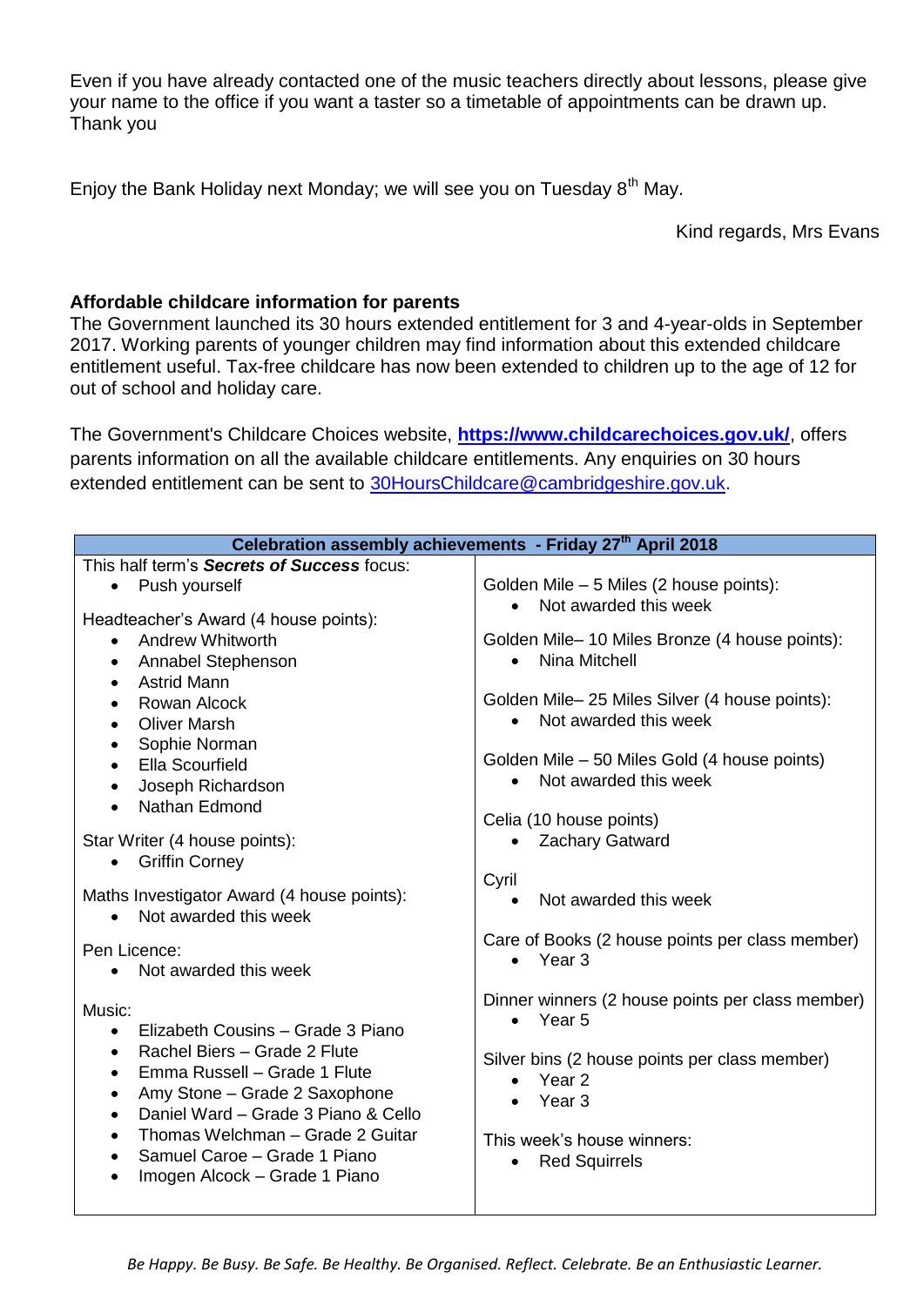Even if you have already contacted one of the music teachers directly about lessons, please give your name to the office if you want a taster so a timetable of appointments can be drawn up. Thank you

Enjoy the Bank Holiday next Monday; we will see you on Tuesday 8th May.

Kind regards, Mrs Evans

**Affordable childcare information for parents**

The Government launched its 30 hours extended entitlement for 3 and 4-year-olds in September 2017. Working parents of younger children may find information about this extended childcare entitlement useful. Tax-free childcare has now been extended to children up to the age of 12 for out of school and holiday care.

The Government's Childcare Choices website, **https://www.childcarechoices.gov.uk/**, offers parents information on all the available childcare entitlements. Any enquiries on 30 hours extended entitlement can be sent to 30HoursChildcare@cambridgeshire.gov.uk.

**Celebration assembly achievements - Friday 27th April 2018**

This half term's ***Secrets of Success*** focus:

- Push yourself

Headteacher's Award (4 house points):

- Andrew Whitworth
- Annabel Stephenson
- Astrid Mann
- Rowan Alcock
- Oliver Marsh
- Sophie Norman
- Ella Scourfield
- Joseph Richardson
- Nathan Edmond

Star Writer (4 house points):

- Griffin Corney

Maths Investigator Award (4 house points):

- Not awarded this week

Pen Licence:

- Not awarded this week

Music:

- Elizabeth Cousins – Grade 3 Piano
- Rachel Biers – Grade 2 Flute
- Emma Russell – Grade 1 Flute
- Amy Stone – Grade 2 Saxophone
- Daniel Ward – Grade 3 Piano & Cello
- Thomas Welchman – Grade 2 Guitar
- Samuel Caroe – Grade 1 Piano
- Imogen Alcock – Grade 1 Piano

Golden Mile – 5 Miles (2 house points):

- Not awarded this week

Golden Mile– 10 Miles Bronze (4 house points):

- Nina Mitchell

Golden Mile– 25 Miles Silver (4 house points):

- Not awarded this week

Golden Mile – 50 Miles Gold (4 house points)

- Not awarded this week

Celia (10 house points)

- Zachary Gatward

Cyril

- Not awarded this week

Care of Books (2 house points per class member)

- Year 3

Dinner winners (2 house points per class member)

- Year 5

Silver bins (2 house points per class member)

- Year 2
- Year 3

This week's house winners:

- Red Squirrels

*Be Happy. Be Busy. Be Safe. Be Healthy. Be Organised. Reflect. Celebrate. Be an Enthusiastic Learner.*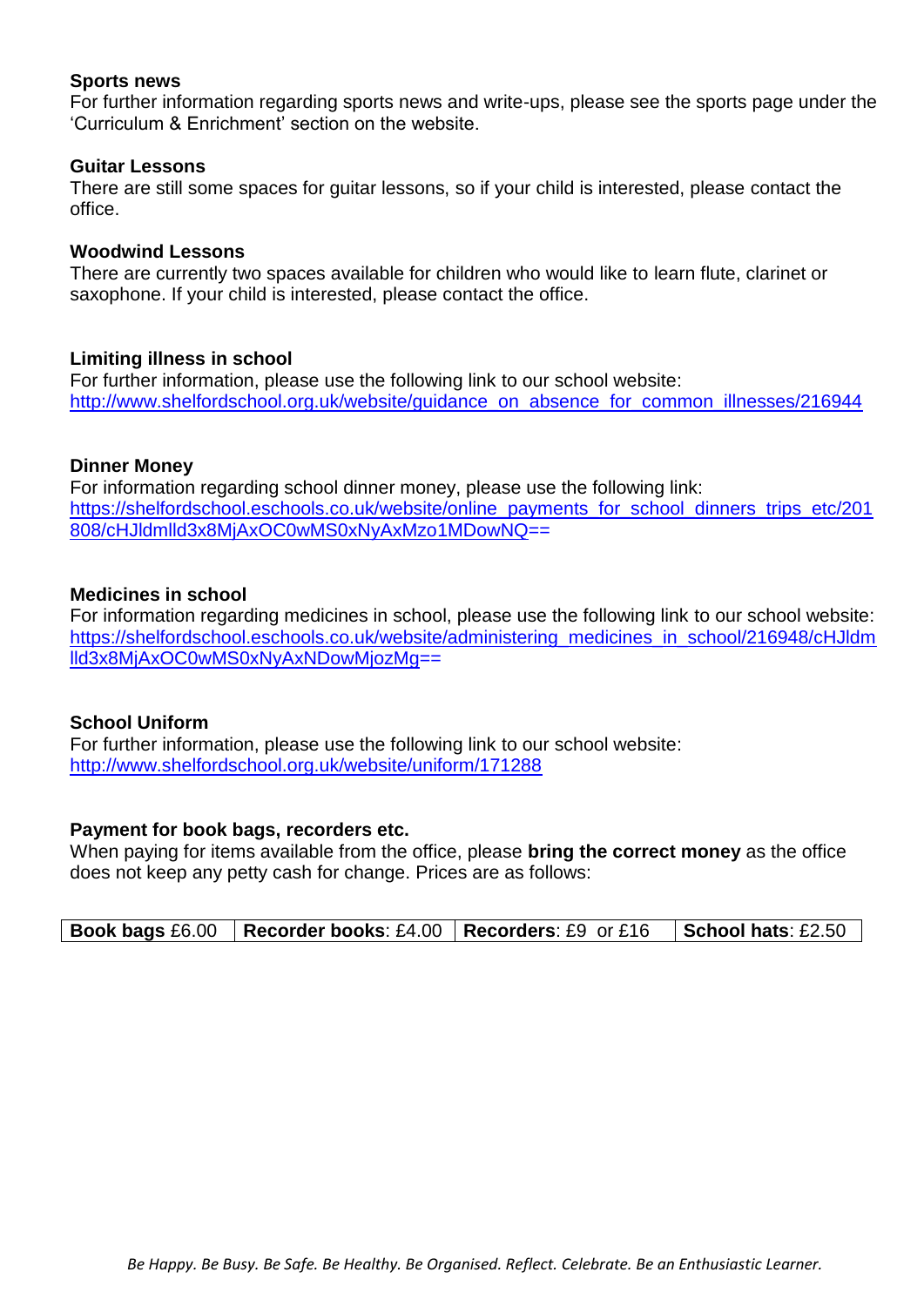**Sports news**
For further information regarding sports news and write-ups, please see the sports page under the 'Curriculum & Enrichment' section on the website.

**Guitar Lessons**
There are still some spaces for guitar lessons, so if your child is interested, please contact the office.

**Woodwind Lessons**
There are currently two spaces available for children who would like to learn flute, clarinet or saxophone. If your child is interested, please contact the office.

**Limiting illness in school**
For further information, please use the following link to our school website:
http://www.shelfordschool.org.uk/website/guidance_on_absence_for_common_illnesses/216944

**Dinner Money**
For information regarding school dinner money, please use the following link:
https://shelfordschool.eschools.co.uk/website/online_payments_for_school_dinners_trips_etc/201808/cHJldmlld3x8MjAxOC0wMS0xNyAxMzo1MDowNQ==

**Medicines in school**
For information regarding medicines in school, please use the following link to our school website:
https://shelfordschool.eschools.co.uk/website/administering_medicines_in_school/216948/cHJldmlld3x8MjAxOC0wMS0xNyAxNDowMjozMg==

**School Uniform**
For further information, please use the following link to our school website:
http://www.shelfordschool.org.uk/website/uniform/171288

**Payment for book bags, recorders etc.**
When paying for items available from the office, please **bring the correct money** as the office does not keep any petty cash for change. Prices are as follows:

| **Book bags** £6.00 | **Recorder books**: £4.00 | **Recorders**: £9 or £16 | **School hats**: £2.50 |
|---|---|---|---|

*Be Happy. Be Busy. Be Safe. Be Healthy. Be Organised. Reflect. Celebrate. Be an Enthusiastic Learner.*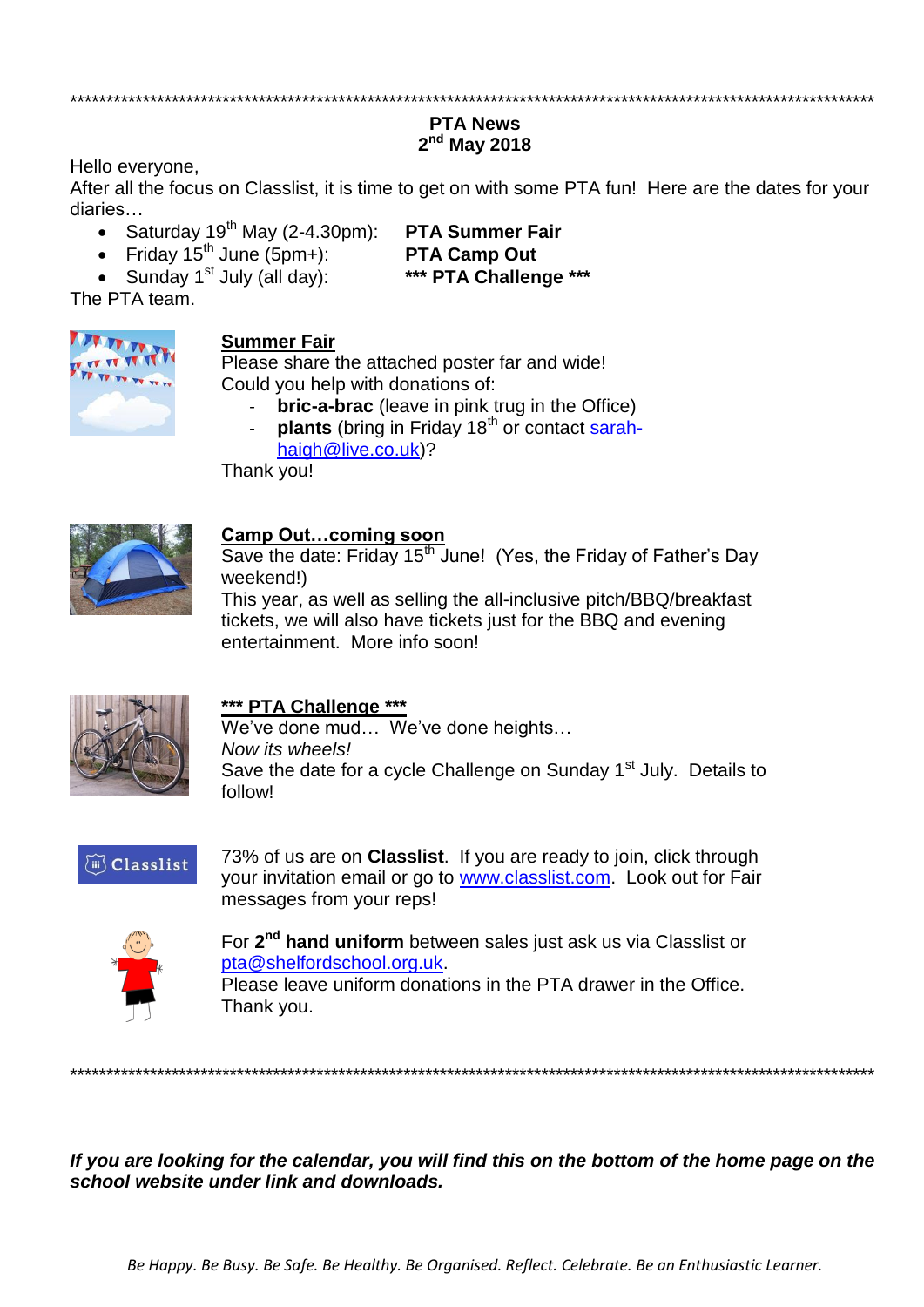*********************************************************************************************************

## PTA News

### 2nd May 2018

Hello everyone,

After all the focus on Classlist, it is time to get on with some PTA fun! Here are the dates for your diaries…

- Saturday 19th May (2-4.30pm): **PTA Summer Fair**
- Friday 15th June (5pm+): **PTA Camp Out**
- Sunday 1st July (all day): **\*\*\* PTA Challenge \*\*\***

The PTA team.

**Summer Fair**

Please share the attached poster far and wide!

Could you help with donations of:

- **bric-a-brac** (leave in pink trug in the Office)
- **plants** (bring in Friday 18th or contact sarah-haigh@live.co.uk)?

Thank you!

**Camp Out…coming soon**

Save the date: Friday 15th June! (Yes, the Friday of Father's Day weekend!)

This year, as well as selling the all-inclusive pitch/BBQ/breakfast tickets, we will also have tickets just for the BBQ and evening entertainment. More info soon!

**\*\*\* PTA Challenge \*\*\***

We've done mud… We've done heights…

*Now its wheels!*

Save the date for a cycle Challenge on Sunday 1st July. Details to follow!

73% of us are on **Classlist**. If you are ready to join, click through your invitation email or go to www.classlist.com. Look out for Fair messages from your reps!

For **2nd hand uniform** between sales just ask us via Classlist or pta@shelfordschool.org.uk.

Please leave uniform donations in the PTA drawer in the Office.

Thank you.

*********************************************************************************************************

***If you are looking for the calendar, you will find this on the bottom of the home page on the school website under link and downloads.***

*Be Happy. Be Busy. Be Safe. Be Healthy. Be Organised. Reflect. Celebrate. Be an Enthusiastic Learner.*